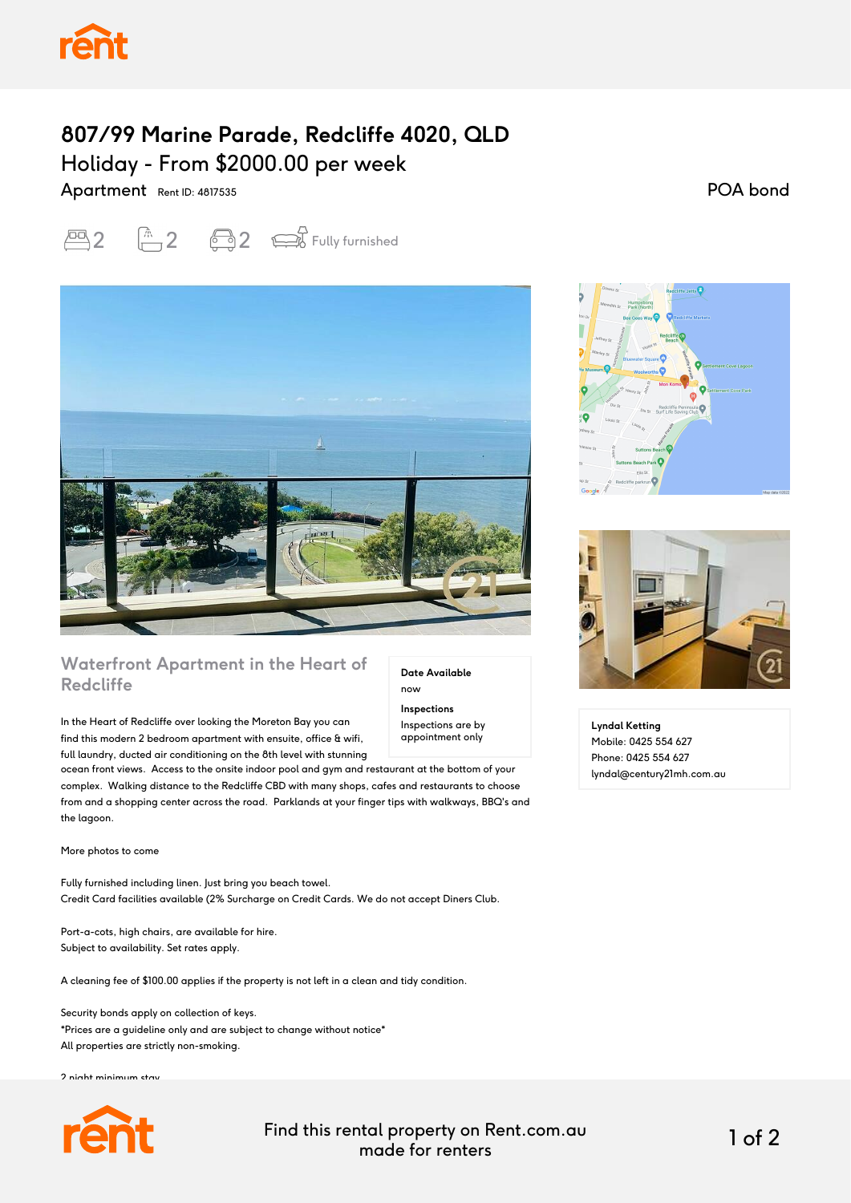# 807/99 Marine Parade, Redcliffe 4020, QLD

## Holiday - From $2000.00 per week

Apartment Rent ID: 4817535

POA bond

2 bedrooms, 2 bathrooms, 2 car spaces, Fully furnished

### Waterfront Apartment in the Heart of Redcliffe

**Date Available**
now

**Inspections**
Inspections are by appointment only

In the Heart of Redcliffe over looking the Moreton Bay you can find this modern 2 bedroom apartment with ensuite, office & wifi, full laundry, ducted air conditioning on the 8th level with stunning ocean front views. Access to the onsite indoor pool and gym and restaurant at the bottom of your complex. Walking distance to the Redcliffe CBD with many shops, cafes and restaurants to choose from and a shopping center across the road. Parklands at your finger tips with walkways, BBQ's and the lagoon.

More photos to come

Fully furnished including linen. Just bring you beach towel.
Credit Card facilities available (2% Surcharge on Credit Cards. We do not accept Diners Club.

Port-a-cots, high chairs, are available for hire.
Subject to availability. Set rates apply.

A cleaning fee of $100.00 applies if the property is not left in a clean and tidy condition.

Security bonds apply on collection of keys.
*Prices are a guideline only and are subject to change without notice*
All properties are strictly non-smoking.

2 night minimum stay

**Lyndal Ketting**
Mobile: 0425 554 627
Phone: 0425 554 627
lyndal@century21mh.com.au

Find this rental property on Rent.com.au made for renters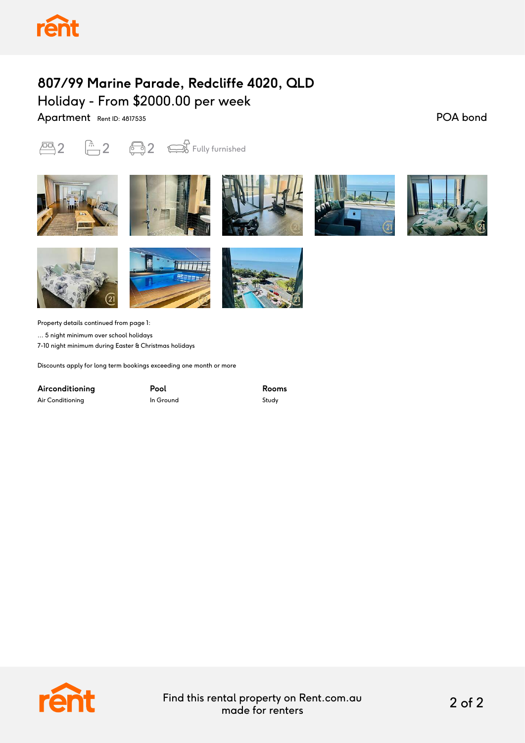# 807/99 Marine Parade, Redcliffe 4020, QLD

## Holiday - From $2000.00 per week

Apartment Rent ID: 4817535

POA bond

2 2 2 Fully furnished

Property details continued from page 1:

... 5 night minimum over school holidays

7-10 night minimum during Easter & Christmas holidays

Discounts apply for long term bookings exceeding one month or more

| Airconditioning | Pool | Rooms |
|---|---|---|
| Air Conditioning | In Ground | Study |

Find this rental property on Rent.com.au made for renters